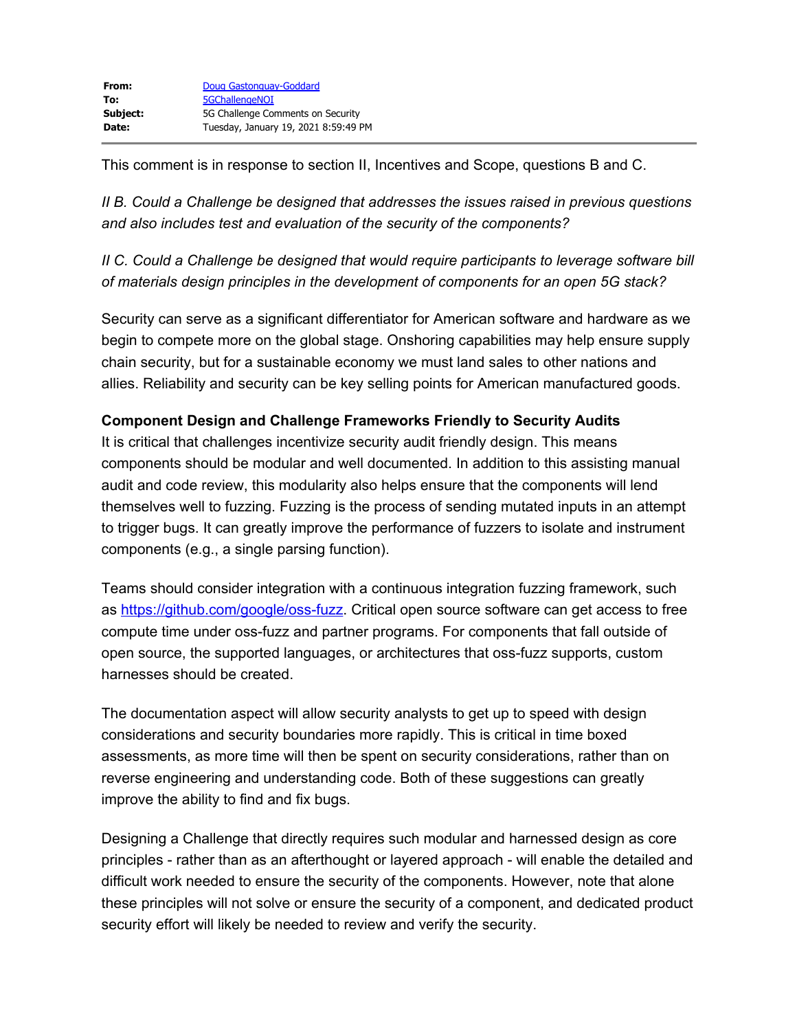| **From:** | Doug Gastonguay-Goddard |
| --- | --- |
| **To:** | 5GChallengeNOI |
| **Subject:** | 5G Challenge Comments on Security |
| **Date:** | Tuesday, January 19, 2021 8:59:49 PM |

This comment is in response to section II, Incentives and Scope, questions B and C.

*II B. Could a Challenge be designed that addresses the issues raised in previous questions and also includes test and evaluation of the security of the components?*

*II C. Could a Challenge be designed that would require participants to leverage software bill of materials design principles in the development of components for an open 5G stack?*

Security can serve as a significant differentiator for American software and hardware as we begin to compete more on the global stage. Onshoring capabilities may help ensure supply chain security, but for a sustainable economy we must land sales to other nations and allies. Reliability and security can be key selling points for American manufactured goods.

**Component Design and Challenge Frameworks Friendly to Security Audits**

It is critical that challenges incentivize security audit friendly design. This means components should be modular and well documented. In addition to this assisting manual audit and code review, this modularity also helps ensure that the components will lend themselves well to fuzzing. Fuzzing is the process of sending mutated inputs in an attempt to trigger bugs. It can greatly improve the performance of fuzzers to isolate and instrument components (e.g., a single parsing function).

Teams should consider integration with a continuous integration fuzzing framework, such as https://github.com/google/oss-fuzz. Critical open source software can get access to free compute time under oss-fuzz and partner programs. For components that fall outside of open source, the supported languages, or architectures that oss-fuzz supports, custom harnesses should be created.

The documentation aspect will allow security analysts to get up to speed with design considerations and security boundaries more rapidly. This is critical in time boxed assessments, as more time will then be spent on security considerations, rather than on reverse engineering and understanding code. Both of these suggestions can greatly improve the ability to find and fix bugs.

Designing a Challenge that directly requires such modular and harnessed design as core principles - rather than as an afterthought or layered approach - will enable the detailed and difficult work needed to ensure the security of the components. However, note that alone these principles will not solve or ensure the security of a component, and dedicated product security effort will likely be needed to review and verify the security.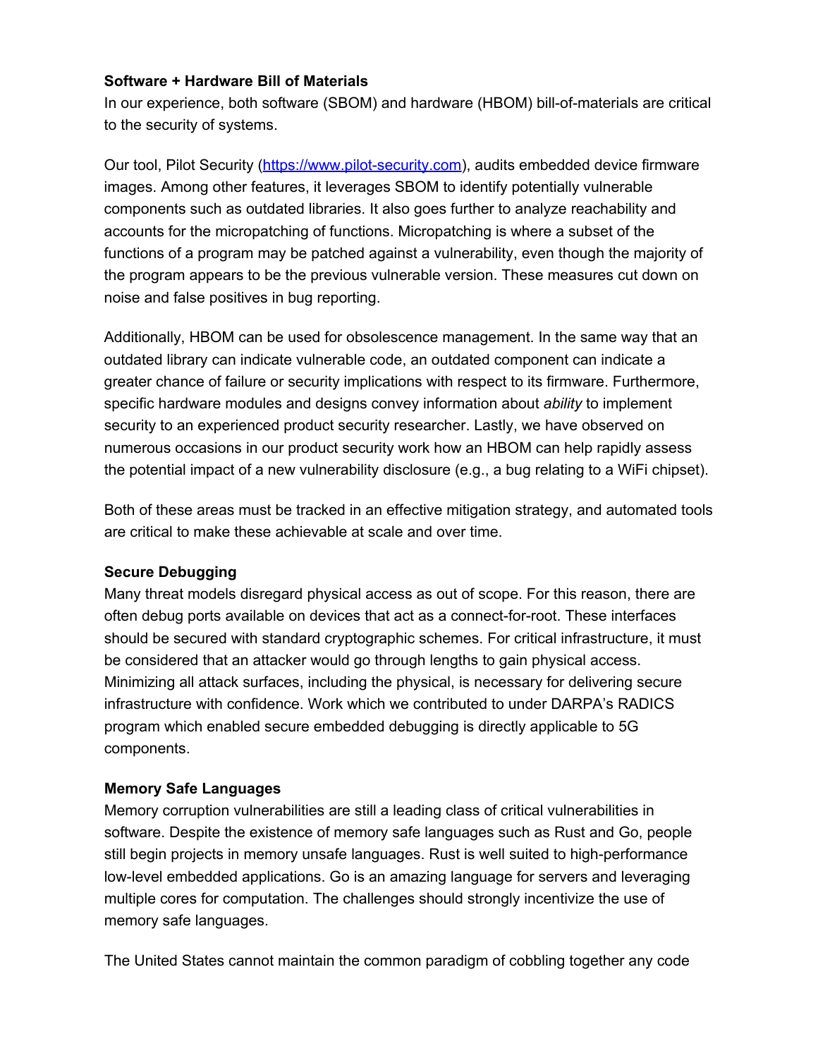**Software + Hardware Bill of Materials**

In our experience, both software (SBOM) and hardware (HBOM) bill-of-materials are critical to the security of systems.

Our tool, Pilot Security (https://www.pilot-security.com), audits embedded device firmware images. Among other features, it leverages SBOM to identify potentially vulnerable components such as outdated libraries. It also goes further to analyze reachability and accounts for the micropatching of functions. Micropatching is where a subset of the functions of a program may be patched against a vulnerability, even though the majority of the program appears to be the previous vulnerable version. These measures cut down on noise and false positives in bug reporting.

Additionally, HBOM can be used for obsolescence management. In the same way that an outdated library can indicate vulnerable code, an outdated component can indicate a greater chance of failure or security implications with respect to its firmware. Furthermore, specific hardware modules and designs convey information about *ability* to implement security to an experienced product security researcher. Lastly, we have observed on numerous occasions in our product security work how an HBOM can help rapidly assess the potential impact of a new vulnerability disclosure (e.g., a bug relating to a WiFi chipset).

Both of these areas must be tracked in an effective mitigation strategy, and automated tools are critical to make these achievable at scale and over time.

**Secure Debugging**

Many threat models disregard physical access as out of scope. For this reason, there are often debug ports available on devices that act as a connect-for-root. These interfaces should be secured with standard cryptographic schemes. For critical infrastructure, it must be considered that an attacker would go through lengths to gain physical access. Minimizing all attack surfaces, including the physical, is necessary for delivering secure infrastructure with confidence. Work which we contributed to under DARPA's RADICS program which enabled secure embedded debugging is directly applicable to 5G components.

**Memory Safe Languages**

Memory corruption vulnerabilities are still a leading class of critical vulnerabilities in software. Despite the existence of memory safe languages such as Rust and Go, people still begin projects in memory unsafe languages. Rust is well suited to high-performance low-level embedded applications. Go is an amazing language for servers and leveraging multiple cores for computation. The challenges should strongly incentivize the use of memory safe languages.

The United States cannot maintain the common paradigm of cobbling together any code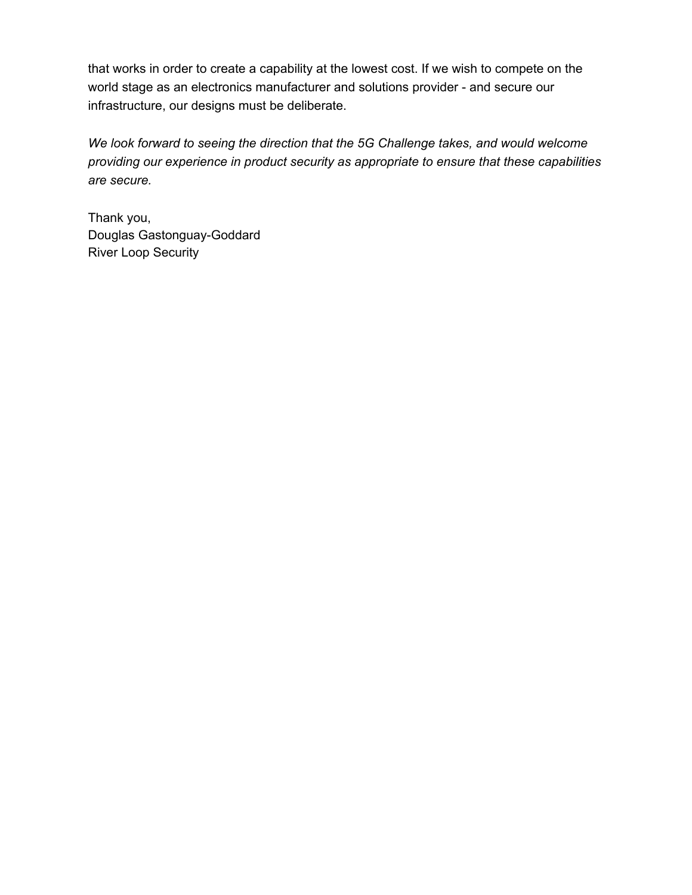that works in order to create a capability at the lowest cost. If we wish to compete on the world stage as an electronics manufacturer and solutions provider - and secure our infrastructure, our designs must be deliberate.

*We look forward to seeing the direction that the 5G Challenge takes, and would welcome providing our experience in product security as appropriate to ensure that these capabilities are secure.*

Thank you,
Douglas Gastonguay-Goddard
River Loop Security